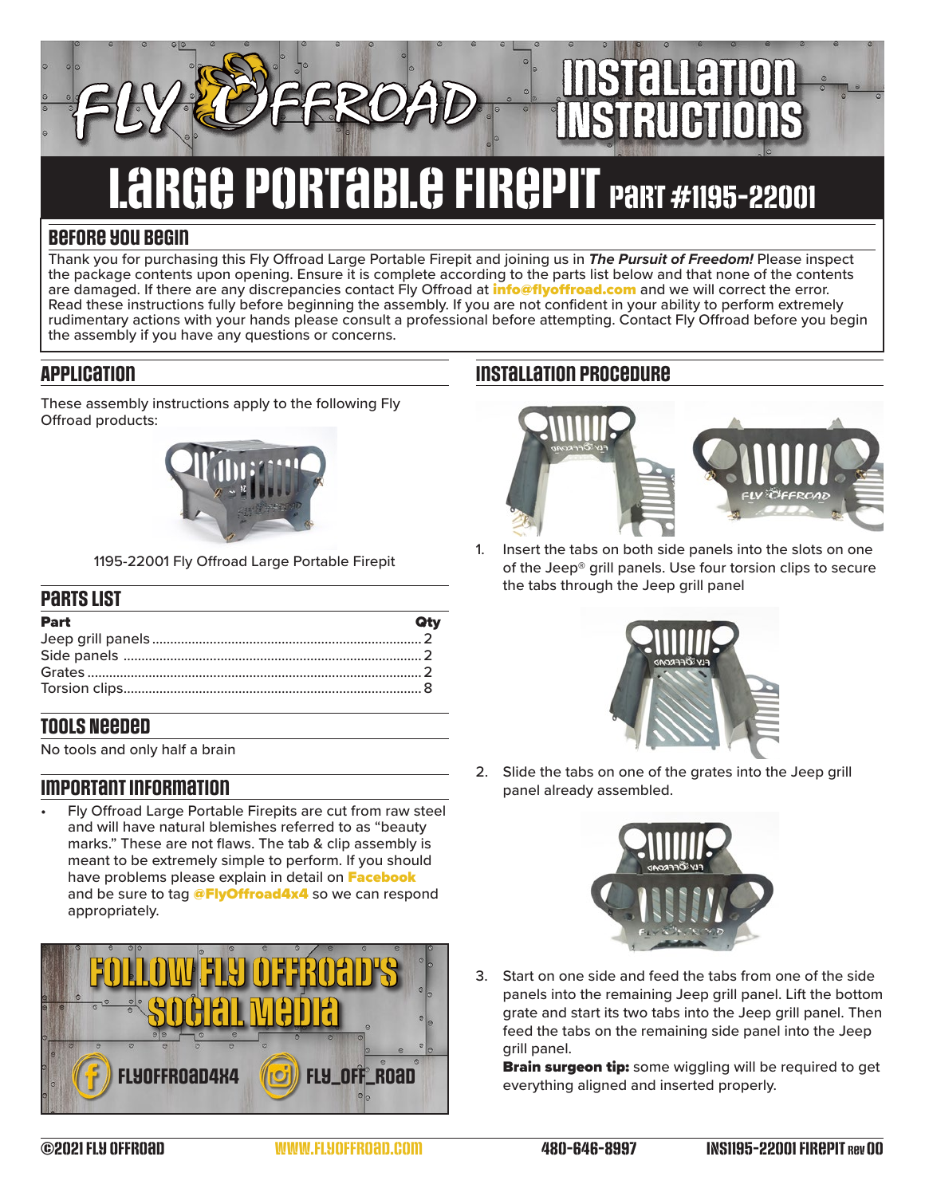# Installation Instructions

# Large Portable Firepit Part #1195-22001

## Before You Begin

Thank you for purchasing this Fly Offroad Large Portable Firepit and joining us in ***The Pursuit of Freedom!*** Please inspect the package contents upon opening. Ensure it is complete according to the parts list below and that none of the contents are damaged. If there are any discrepancies contact Fly Offroad at **info@flyoffroad.com** and we will correct the error. Read these instructions fully before beginning the assembly. If you are not confident in your ability to perform extremely rudimentary actions with your hands please consult a professional before attempting. Contact Fly Offroad before you begin the assembly if you have any questions or concerns.

## Application

These assembly instructions apply to the following Fly Offroad products:

1195-22001 Fly Offroad Large Portable Firepit

## Parts List

| Part | Qty |
|---|---|
| Jeep grill panels | 2 |
| Side panels | 2 |
| Grates | 2 |
| Torsion clips | 8 |

## Tools Needed

No tools and only half a brain

## Important Information

- Fly Offroad Large Portable Firepits are cut from raw steel and will have natural blemishes referred to as "beauty marks." These are not flaws. The tab & clip assembly is meant to be extremely simple to perform. If you should have problems please explain in detail on **Facebook** and be sure to tag **@FlyOffroad4x4** so we can respond appropriately.

Follow Fly Offroad's Social Media

FLYOFFROAD4X4 FLY_OFF_ROAD

## Installation Procedure

1. Insert the tabs on both side panels into the slots on one of the Jeep® grill panels. Use four torsion clips to secure the tabs through the Jeep grill panel
2. Slide the tabs on one of the grates into the Jeep grill panel already assembled.
3. Start on one side and feed the tabs from one of the side panels into the remaining Jeep grill panel. Lift the bottom grate and start its two tabs into the Jeep grill panel. Then feed the tabs on the remaining side panel into the Jeep grill panel.
   **Brain surgeon tip:** some wiggling will be required to get everything aligned and inserted properly.

©2021 FLY OFFROAD WWW.FLYOFFROAD.COM 480-646-8997 INS1195-22001 FIREPIT Rev 00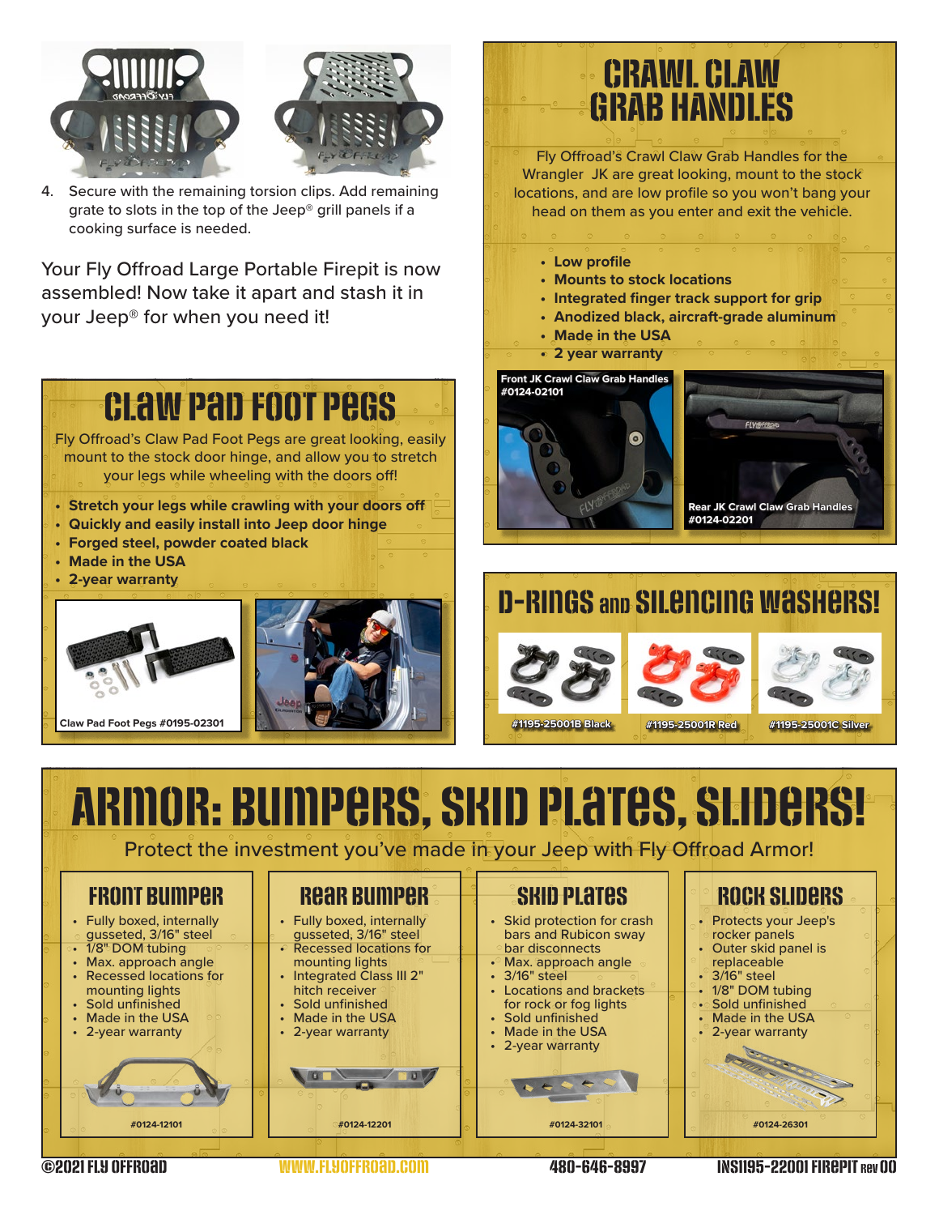4. Secure with the remaining torsion clips. Add remaining grate to slots in the top of the Jeep® grill panels if a cooking surface is needed.

Your Fly Offroad Large Portable Firepit is now assembled! Now take it apart and stash it in your Jeep® for when you need it!

## CLAW PAD FOOT PEGS

Fly Offroad's Claw Pad Foot Pegs are great looking, easily mount to the stock door hinge, and allow you to stretch your legs while wheeling with the doors off!

- **Stretch your legs while crawling with your doors off**
- **Quickly and easily install into Jeep door hinge**
- **Forged steel, powder coated black**
- **Made in the USA**
- **2-year warranty**

Claw Pad Foot Pegs #0195-02301

## CRAWL CLAW GRAB HANDLES

Fly Offroad's Crawl Claw Grab Handles for the Wrangler JK are great looking, mount to the stock locations, and are low profile so you won't bang your head on them as you enter and exit the vehicle.

- **Low profile**
- **Mounts to stock locations**
- **Integrated finger track support for grip**
- **Anodized black, aircraft-grade aluminum**
- **Made in the USA**
- **2 year warranty**

**Front JK Crawl Claw Grab Handles #0124-02101**

**Rear JK Crawl Claw Grab Handles #0124-02201**

## D-RINGS and SILENCING WASHERS!

#1195-25001B Black

#1195-25001R Red

#1195-25001C Silver

# ARMOR: BUMPERS, SKID PLATES, SLIDERS!

Protect the investment you've made in your Jeep with Fly Offroad Armor!

### FRONT BUMPER

- Fully boxed, internally gusseted, 3/16" steel
- 1/8" DOM tubing
- Max. approach angle
- Recessed locations for mounting lights
- Sold unfinished
- Made in the USA
- 2-year warranty

#0124-12101

### REAR BUMPER

- Fully boxed, internally gusseted, 3/16" steel
- Recessed locations for mounting lights
- Integrated Class III 2" hitch receiver
- Made in the USA
- 2-year warranty

#0124-12201

### SKID PLATES

- Skid protection for crash bars and Rubicon sway bar disconnects
- Max. approach angle
- 3/16" steel
- Locations and brackets for rock or fog lights
- Sold unfinished
- Made in the USA
- 2-year warranty

#0124-32101

### ROCK SLIDERS

- Protects your Jeep's rocker panels
- Outer skid panel is replaceable
- 3/16" steel
- 1/8" DOM tubing
- Sold unfinished
- Made in the USA
- 2-year warranty

#0124-26301

©2021 FLY OFFROAD WWW.FLYOFFROAD.COM 480-646-8997 INS1195-22001 FIREPIT Rev 00